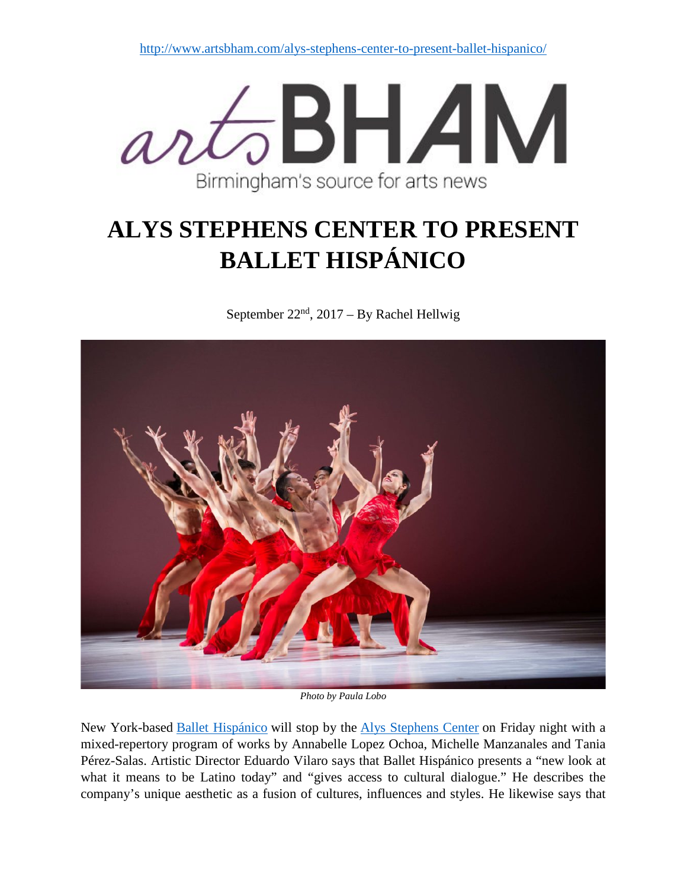http://www.artsbham.com/alys-stephens-center-to-present-ballet-hispanico/

artsBHAM

Birmingham's source for arts news

# ALYS STEPHENS CENTER TO PRESENT BALLET HISPÁNICO

September 22nd, 2017 – By Rachel Hellwig

*Photo by Paula Lobo*

New York-based Ballet Hispánico will stop by the Alys Stephens Center on Friday night with a mixed-repertory program of works by Annabelle Lopez Ochoa, Michelle Manzanales and Tania Pérez-Salas. Artistic Director Eduardo Vilaro says that Ballet Hispánico presents a "new look at what it means to be Latino today" and "gives access to cultural dialogue." He describes the company's unique aesthetic as a fusion of cultures, influences and styles. He likewise says that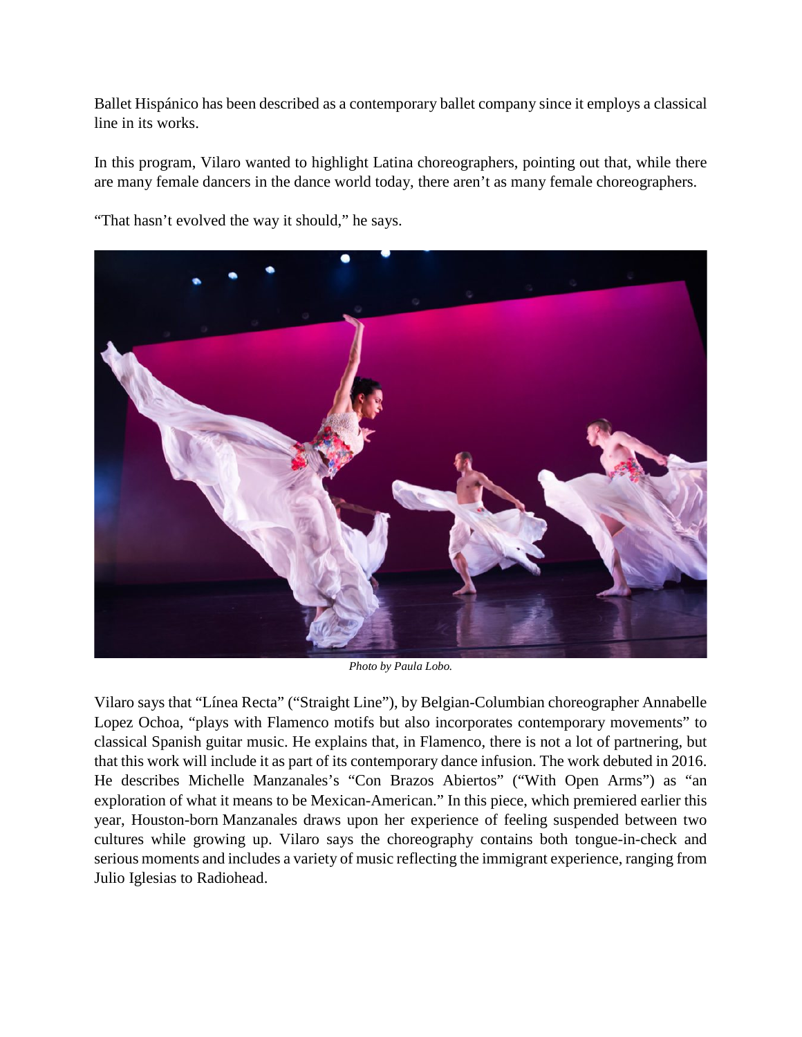Ballet Hispánico has been described as a contemporary ballet company since it employs a classical line in its works.

In this program, Vilaro wanted to highlight Latina choreographers, pointing out that, while there are many female dancers in the dance world today, there aren't as many female choreographers.

"That hasn't evolved the way it should," he says.

*Photo by Paula Lobo.*

Vilaro says that "Línea Recta" ("Straight Line"), by Belgian-Columbian choreographer Annabelle Lopez Ochoa, "plays with Flamenco motifs but also incorporates contemporary movements" to classical Spanish guitar music. He explains that, in Flamenco, there is not a lot of partnering, but that this work will include it as part of its contemporary dance infusion. The work debuted in 2016. He describes Michelle Manzanales's "Con Brazos Abiertos" ("With Open Arms") as "an exploration of what it means to be Mexican-American." In this piece, which premiered earlier this year, Houston-born Manzanales draws upon her experience of feeling suspended between two cultures while growing up. Vilaro says the choreography contains both tongue-in-check and serious moments and includes a variety of music reflecting the immigrant experience, ranging from Julio Iglesias to Radiohead.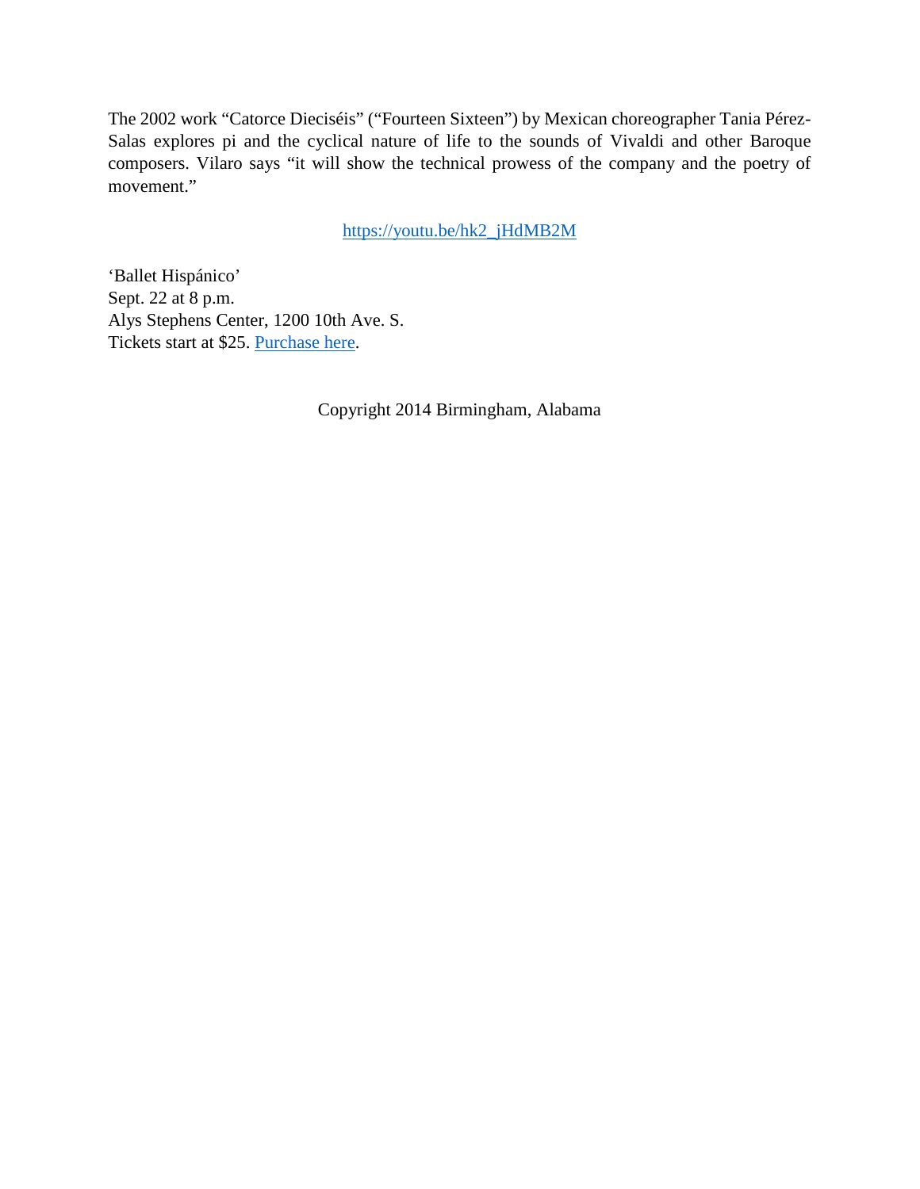The 2002 work "Catorce Dieciséis" ("Fourteen Sixteen") by Mexican choreographer Tania Pérez-Salas explores pi and the cyclical nature of life to the sounds of Vivaldi and other Baroque composers. Vilaro says "it will show the technical prowess of the company and the poetry of movement."

https://youtu.be/hk2_jHdMB2M

'Ballet Hispánico'
Sept. 22 at 8 p.m.
Alys Stephens Center, 1200 10th Ave. S.
Tickets start at $25. Purchase here.

Copyright 2014 Birmingham, Alabama